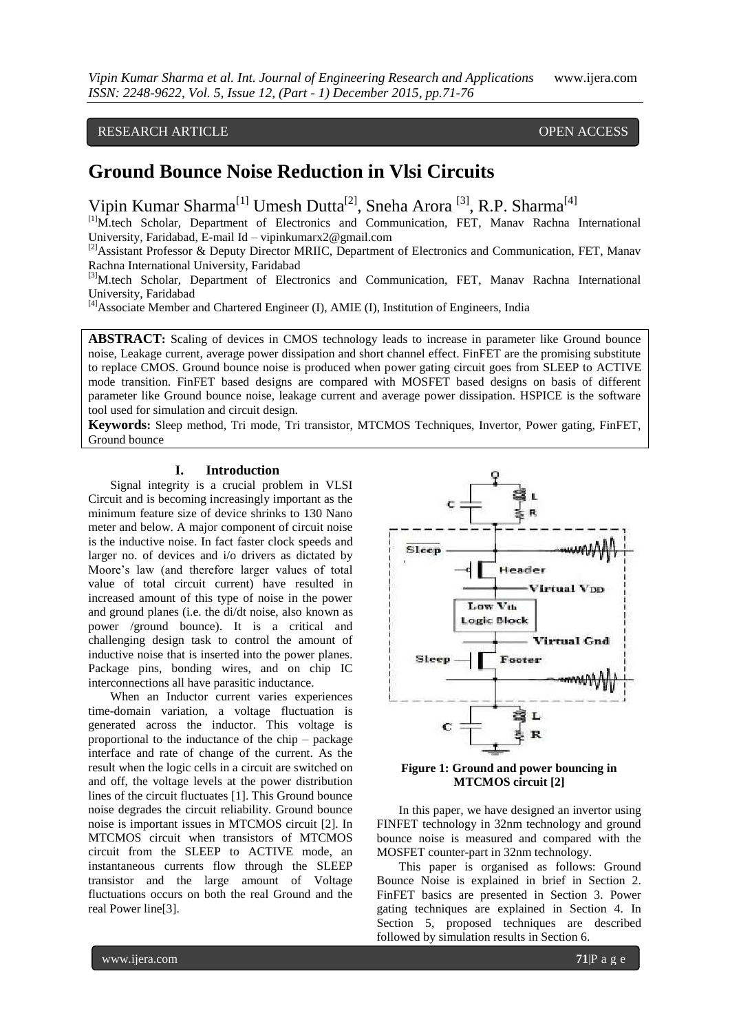RESEARCH ARTICLE OPEN ACCESS

# Ground Bounce Noise Reduction in Vlsi Circuits

Vipin Kumar Sharma[1] Umesh Dutta[2], Sneha Arora [3], R.P. Sharma[4]

[1]M.tech Scholar, Department of Electronics and Communication, FET, Manav Rachna International University, Faridabad, E-mail Id – vipinkumarx2@gmail.com

[2]Assistant Professor & Deputy Director MRIIC, Department of Electronics and Communication, FET, Manav Rachna International University, Faridabad

[3]M.tech Scholar, Department of Electronics and Communication, FET, Manav Rachna International University, Faridabad

[4]Associate Member and Chartered Engineer (I), AMIE (I), Institution of Engineers, India

**ABSTRACT:** Scaling of devices in CMOS technology leads to increase in parameter like Ground bounce noise, Leakage current, average power dissipation and short channel effect. FinFET are the promising substitute to replace CMOS. Ground bounce noise is produced when power gating circuit goes from SLEEP to ACTIVE mode transition. FinFET based designs are compared with MOSFET based designs on basis of different parameter like Ground bounce noise, leakage current and average power dissipation. HSPICE is the software tool used for simulation and circuit design.

**Keywords:** Sleep method, Tri mode, Tri transistor, MTCMOS Techniques, Invertor, Power gating, FinFET, Ground bounce

## I. Introduction

Signal integrity is a crucial problem in VLSI Circuit and is becoming increasingly important as the minimum feature size of device shrinks to 130 Nano meter and below. A major component of circuit noise is the inductive noise. In fact faster clock speeds and larger no. of devices and i/o drivers as dictated by Moore's law (and therefore larger values of total value of total circuit current) have resulted in increased amount of this type of noise in the power and ground planes (i.e. the di/dt noise, also known as power /ground bounce). It is a critical and challenging design task to control the amount of inductive noise that is inserted into the power planes. Package pins, bonding wires, and on chip IC interconnections all have parasitic inductance.

When an Inductor current varies experiences time-domain variation, a voltage fluctuation is generated across the inductor. This voltage is proportional to the inductance of the chip – package interface and rate of change of the current. As the result when the logic cells in a circuit are switched on and off, the voltage levels at the power distribution lines of the circuit fluctuates [1]. This Ground bounce noise degrades the circuit reliability. Ground bounce noise is important issues in MTCMOS circuit [2]. In MTCMOS circuit when transistors of MTCMOS circuit from the SLEEP to ACTIVE mode, an instantaneous currents flow through the SLEEP transistor and the large amount of Voltage fluctuations occurs on both the real Ground and the real Power line[3].

**Figure 1: Ground and power bouncing in MTCMOS circuit [2]**

In this paper, we have designed an invertor using FINFET technology in 32nm technology and ground bounce noise is measured and compared with the MOSFET counter-part in 32nm technology.

This paper is organised as follows: Ground Bounce Noise is explained in brief in Section 2. FinFET basics are presented in Section 3. Power gating techniques are explained in Section 4. In Section 5, proposed techniques are described followed by simulation results in Section 6.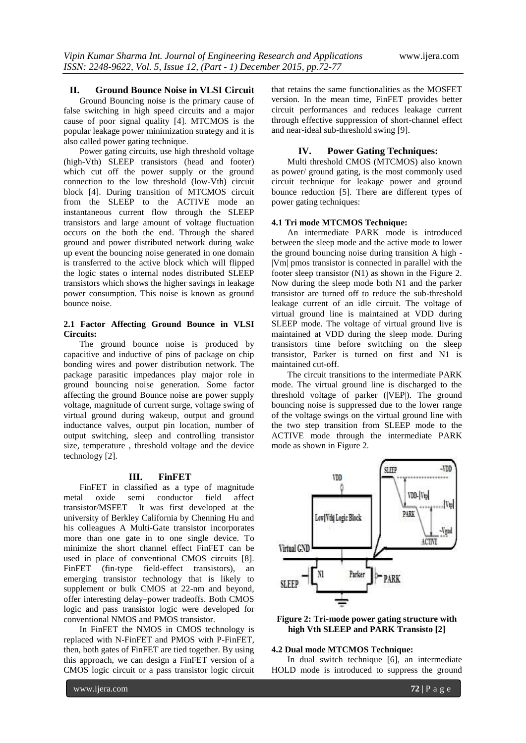## II. Ground Bounce Noise in VLSI Circuit

Ground Bouncing noise is the primary cause of false switching in high speed circuits and a major cause of poor signal quality [4]. MTCMOS is the popular leakage power minimization strategy and it is also called power gating technique.

Power gating circuits, use high threshold voltage (high-Vth) SLEEP transistors (head and footer) which cut off the power supply or the ground connection to the low threshold (low-Vth) circuit block [4]. During transition of MTCMOS circuit from the SLEEP to the ACTIVE mode an instantaneous current flow through the SLEEP transistors and large amount of voltage fluctuation occurs on the both the end. Through the shared ground and power distributed network during wake up event the bouncing noise generated in one domain is transferred to the active block which will flipped the logic states o internal nodes distributed SLEEP transistors which shows the higher savings in leakage power consumption. This noise is known as ground bounce noise.

### 2.1 Factor Affecting Ground Bounce in VLSI Circuits:

The ground bounce noise is produced by capacitive and inductive of pins of package on chip bonding wires and power distribution network. The package parasitic impedances play major role in ground bouncing noise generation. Some factor affecting the ground Bounce noise are power supply voltage, magnitude of current surge, voltage swing of virtual ground during wakeup, output and ground inductance valves, output pin location, number of output switching, sleep and controlling transistor size, temperature , threshold voltage and the device technology [2].

## III. FinFET

FinFET in classified as a type of magnitude metal oxide semi conductor field affect transistor/MSFET It was first developed at the university of Berkley California by Chenning Hu and his colleagues A Multi-Gate transistor incorporates more than one gate in to one single device. To minimize the short channel effect FinFET can be used in place of conventional CMOS circuits [8]. FinFET (fin-type field-effect transistors), an emerging transistor technology that is likely to supplement or bulk CMOS at 22-nm and beyond, offer interesting delay–power tradeoffs. Both CMOS logic and pass transistor logic were developed for conventional NMOS and PMOS transistor.

In FinFET the NMOS in CMOS technology is replaced with N-FinFET and PMOS with P-FinFET, then, both gates of FinFET are tied together. By using this approach, we can design a FinFET version of a CMOS logic circuit or a pass transistor logic circuit that retains the same functionalities as the MOSFET version. In the mean time, FinFET provides better circuit performances and reduces leakage current through effective suppression of short-channel effect and near-ideal sub-threshold swing [9].

## IV. Power Gating Techniques:

Multi threshold CMOS (MTCMOS) also known as power/ ground gating, is the most commonly used circuit technique for leakage power and ground bounce reduction [5]. There are different types of power gating techniques:

### 4.1 Tri mode MTCMOS Technique:

An intermediate PARK mode is introduced between the sleep mode and the active mode to lower the ground bouncing noise during transition A high -|Vm| pmos transistor is connected in parallel with the footer sleep transistor (N1) as shown in the Figure 2. Now during the sleep mode both N1 and the parker transistor are turned off to reduce the sub-threshold leakage current of an idle circuit. The voltage of virtual ground line is maintained at VDD during SLEEP mode. The voltage of virtual ground live is maintained at VDD during the sleep mode. During transistors time before switching on the sleep transistor, Parker is turned on first and N1 is maintained cut-off.

The circuit transitions to the intermediate PARK mode. The virtual ground line is discharged to the threshold voltage of parker (|VEP|). The ground bouncing noise is suppressed due to the lower range of the voltage swings on the virtual ground line with the two step transition from SLEEP mode to the ACTIVE mode through the intermediate PARK mode as shown in Figure 2.

**Figure 2: Tri-mode power gating structure with high Vth SLEEP and PARK Transisto [2]**

### 4.2 Dual mode MTCMOS Technique:

In dual switch technique [6], an intermediate HOLD mode is introduced to suppress the ground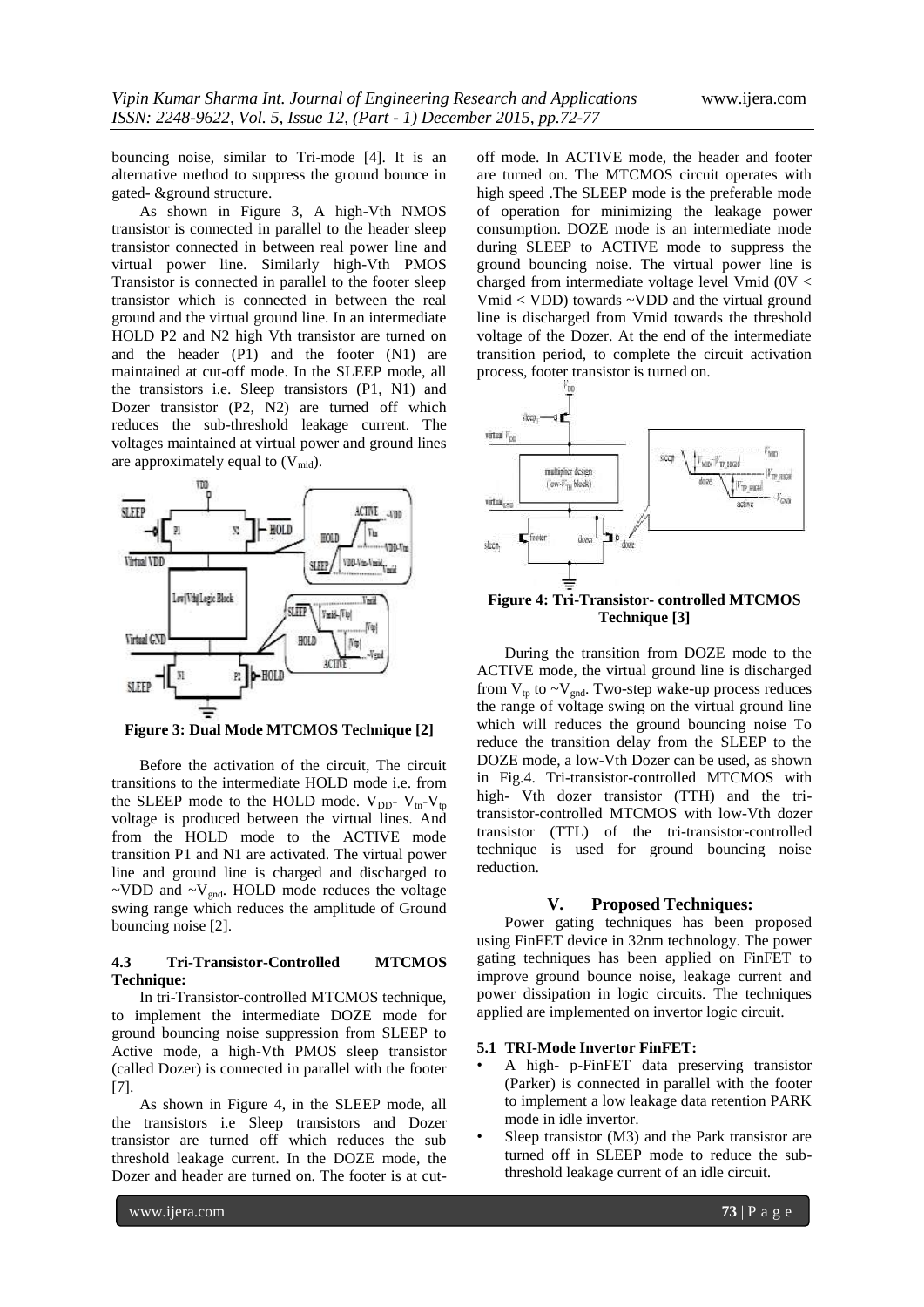bouncing noise, similar to Tri-mode [4]. It is an alternative method to suppress the ground bounce in gated- &ground structure.

As shown in Figure 3, A high-Vth NMOS transistor is connected in parallel to the header sleep transistor connected in between real power line and virtual power line. Similarly high-Vth PMOS Transistor is connected in parallel to the footer sleep transistor which is connected in between the real ground and the virtual ground line. In an intermediate HOLD P2 and N2 high Vth transistor are turned on and the header (P1) and the footer (N1) are maintained at cut-off mode. In the SLEEP mode, all the transistors i.e. Sleep transistors (P1, N1) and Dozer transistor (P2, N2) are turned off which reduces the sub-threshold leakage current. The voltages maintained at virtual power and ground lines are approximately equal to ($V_{mid}$).

**Figure 3: Dual Mode MTCMOS Technique [2]**

Before the activation of the circuit, The circuit transitions to the intermediate HOLD mode i.e. from the SLEEP mode to the HOLD mode. $V_{DD}$- $V_{tn}$-$V_{tp}$ voltage is produced between the virtual lines. And from the HOLD mode to the ACTIVE mode transition P1 and N1 are activated. The virtual power line and ground line is charged and discharged to ~VDD and ~$V_{gnd}$. HOLD mode reduces the voltage swing range which reduces the amplitude of Ground bouncing noise [2].

#### 4.3 Tri-Transistor-Controlled MTCMOS Technique:

In tri-Transistor-controlled MTCMOS technique, to implement the intermediate DOZE mode for ground bouncing noise suppression from SLEEP to Active mode, a high-Vth PMOS sleep transistor (called Dozer) is connected in parallel with the footer [7].

As shown in Figure 4, in the SLEEP mode, all the transistors i.e Sleep transistors and Dozer transistor are turned off which reduces the sub threshold leakage current. In the DOZE mode, the Dozer and header are turned on. The footer is at cut-off mode. In ACTIVE mode, the header and footer are turned on. The MTCMOS circuit operates with high speed .The SLEEP mode is the preferable mode of operation for minimizing the leakage power consumption. DOZE mode is an intermediate mode during SLEEP to ACTIVE mode to suppress the ground bouncing noise. The virtual power line is charged from intermediate voltage level Vmid (0V < Vmid < VDD) towards ~VDD and the virtual ground line is discharged from Vmid towards the threshold voltage of the Dozer. At the end of the intermediate transition period, to complete the circuit activation process, footer transistor is turned on.

**Figure 4: Tri-Transistor- controlled MTCMOS Technique [3]**

During the transition from DOZE mode to the ACTIVE mode, the virtual ground line is discharged from $V_{tp}$ to ~$V_{gnd}$. Two-step wake-up process reduces the range of voltage swing on the virtual ground line which will reduces the ground bouncing noise To reduce the transition delay from the SLEEP to the DOZE mode, a low-Vth Dozer can be used, as shown in Fig.4. Tri-transistor-controlled MTCMOS with high- Vth dozer transistor (TTH) and the tri-transistor-controlled MTCMOS with low-Vth dozer transistor (TTL) of the tri-transistor-controlled technique is used for ground bouncing noise reduction.

## V. Proposed Techniques:

Power gating techniques has been proposed using FinFET device in 32nm technology. The power gating techniques has been applied on FinFET to improve ground bounce noise, leakage current and power dissipation in logic circuits. The techniques applied are implemented on invertor logic circuit.

#### 5.1 TRI-Mode Invertor FinFET:

- A high- p-FinFET data preserving transistor (Parker) is connected in parallel with the footer to implement a low leakage data retention PARK mode in idle invertor.
- Sleep transistor (M3) and the Park transistor are turned off in SLEEP mode to reduce the sub-threshold leakage current of an idle circuit.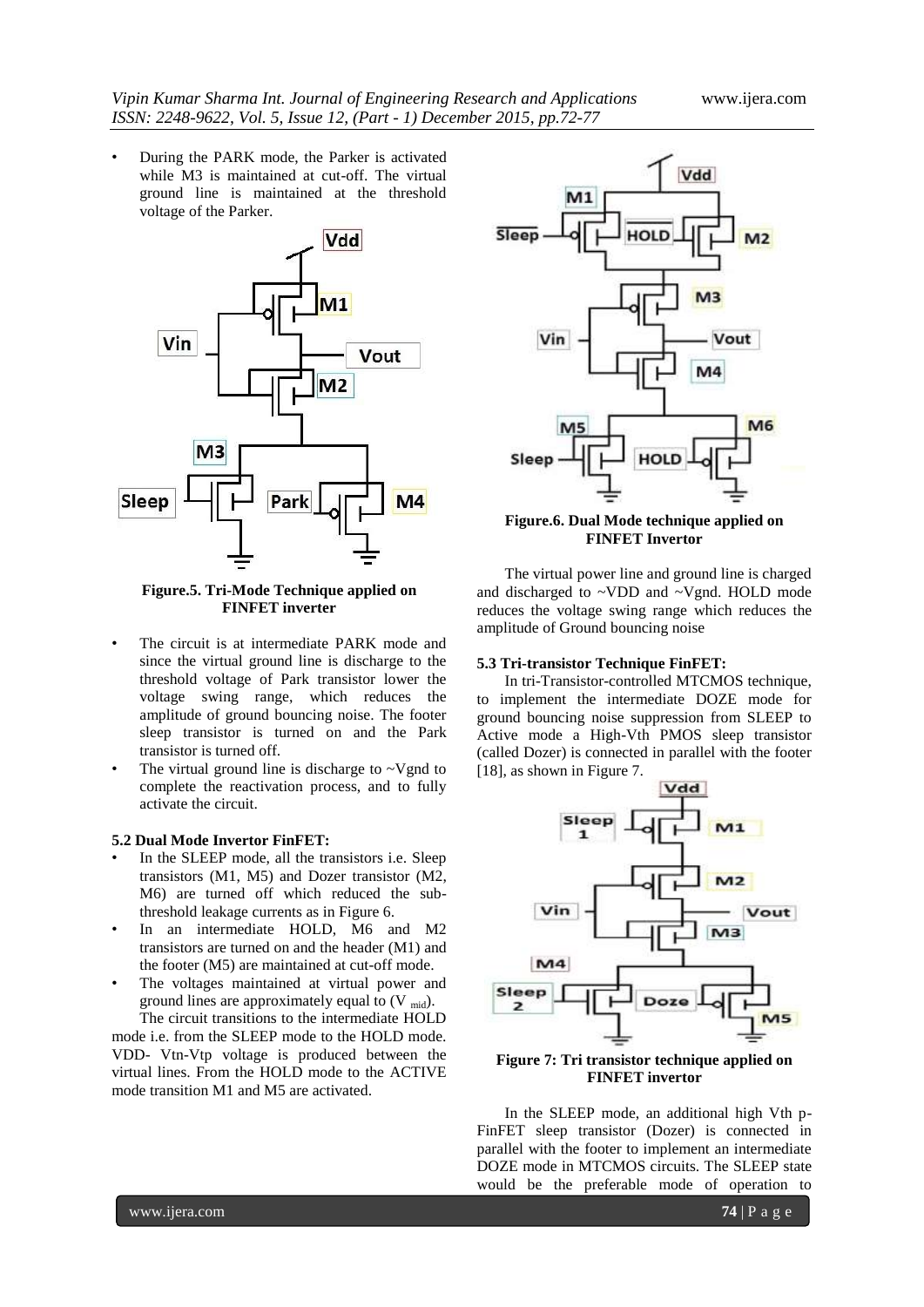- During the PARK mode, the Parker is activated while M3 is maintained at cut-off. The virtual ground line is maintained at the threshold voltage of the Parker.

**Figure.5. Tri-Mode Technique applied on FINFET inverter**

- The circuit is at intermediate PARK mode and since the virtual ground line is discharge to the threshold voltage of Park transistor lower the voltage swing range, which reduces the amplitude of ground bouncing noise. The footer sleep transistor is turned on and the Park transistor is turned off.
- The virtual ground line is discharge to ~Vgnd to complete the reactivation process, and to fully activate the circuit.

### 5.2 Dual Mode Invertor FinFET:

- In the SLEEP mode, all the transistors i.e. Sleep transistors (M1, M5) and Dozer transistor (M2, M6) are turned off which reduced the sub-threshold leakage currents as in Figure 6.
- In an intermediate HOLD, M6 and M2 transistors are turned on and the header (M1) and the footer (M5) are maintained at cut-off mode.
- The voltages maintained at virtual power and ground lines are approximately equal to ($V_{mid}$).

The circuit transitions to the intermediate HOLD mode i.e. from the SLEEP mode to the HOLD mode. VDD- Vtn-Vtp voltage is produced between the virtual lines. From the HOLD mode to the ACTIVE mode transition M1 and M5 are activated.

**Figure.6. Dual Mode technique applied on FINFET Invertor**

The virtual power line and ground line is charged and discharged to ~VDD and ~Vgnd. HOLD mode reduces the voltage swing range which reduces the amplitude of Ground bouncing noise

### 5.3 Tri-transistor Technique FinFET:

In tri-Transistor-controlled MTCMOS technique, to implement the intermediate DOZE mode for ground bouncing noise suppression from SLEEP to Active mode a High-Vth PMOS sleep transistor (called Dozer) is connected in parallel with the footer [18], as shown in Figure 7.

**Figure 7: Tri transistor technique applied on FINFET invertor**

In the SLEEP mode, an additional high Vth p-FinFET sleep transistor (Dozer) is connected in parallel with the footer to implement an intermediate DOZE mode in MTCMOS circuits. The SLEEP state would be the preferable mode of operation to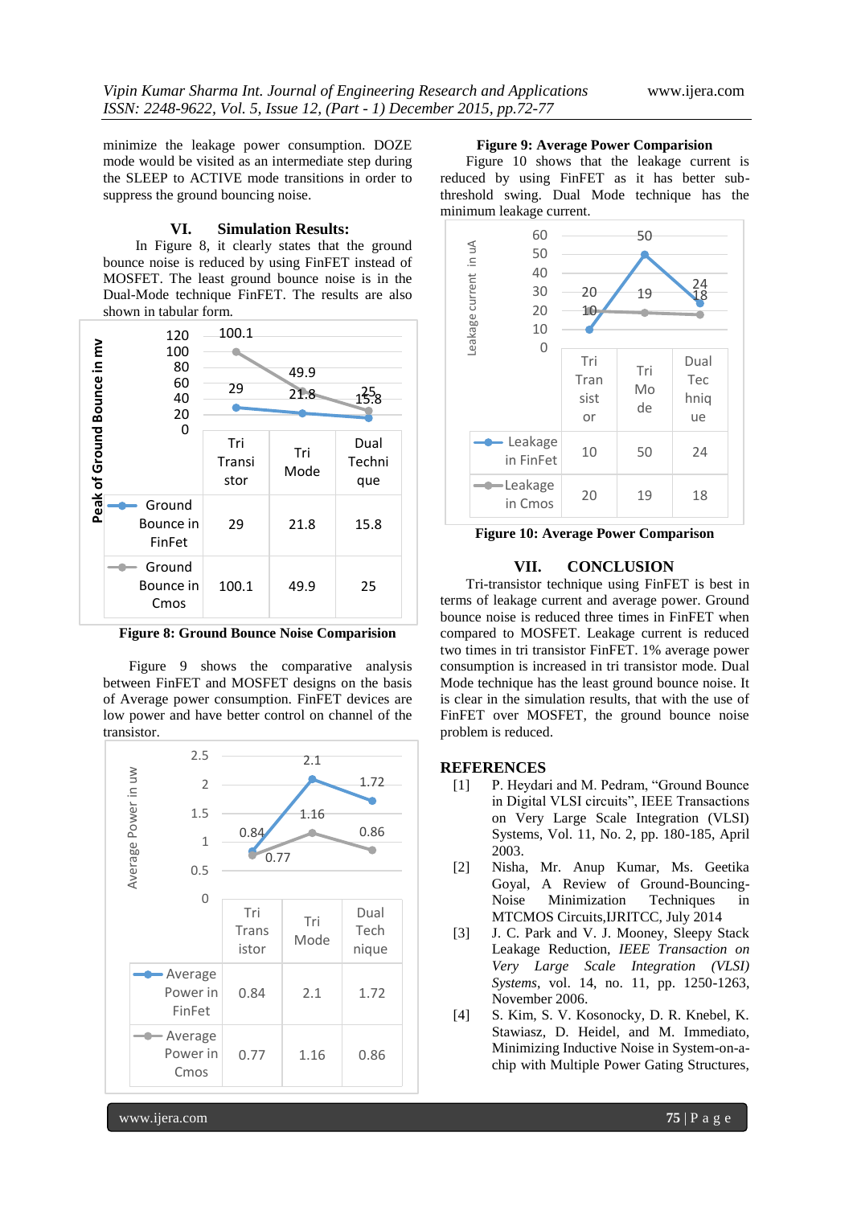minimize the leakage power consumption. DOZE mode would be visited as an intermediate step during the SLEEP to ACTIVE mode transitions in order to suppress the ground bouncing noise.

## VI. Simulation Results:

In Figure 8, it clearly states that the ground bounce noise is reduced by using FinFET instead of MOSFET. The least ground bounce noise is in the Dual-Mode technique FinFET. The results are also shown in tabular form.

| Peak of Ground Bounce in mv | Tri Transistor | Tri Mode | Dual Technique |
|---|---|---|---|
| Ground Bounce in FinFet | 29 | 21.8 | 15.8 |
| Ground Bounce in Cmos | 100.1 | 49.9 | 25 |

**Figure 8: Ground Bounce Noise Comparision**

Figure 9 shows the comparative analysis between FinFET and MOSFET designs on the basis of Average power consumption. FinFET devices are low power and have better control on channel of the transistor.

| Average Power in uw | Tri Transistor | Tri Mode | Dual Technique |
|---|---|---|---|
| Average Power in FinFet | 0.84 | 2.1 | 1.72 |
| Average Power in Cmos | 0.77 | 1.16 | 0.86 |

**Figure 9: Average Power Comparision**

Figure 10 shows that the leakage current is reduced by using FinFET as it has better sub-threshold swing. Dual Mode technique has the minimum leakage current.

| Leakage current in uA | Tri Transistor | Tri Mode | Dual Technique |
|---|---|---|---|
| Leakage in FinFet | 10 | 50 | 24 |
| Leakage in Cmos | 20 | 19 | 18 |

**Figure 10: Average Power Comparison**

## VII. CONCLUSION

Tri-transistor technique using FinFET is best in terms of leakage current and average power. Ground bounce noise is reduced three times in FinFET when compared to MOSFET. Leakage current is reduced two times in tri transistor FinFET. 1% average power consumption is increased in tri transistor mode. Dual Mode technique has the least ground bounce noise. It is clear in the simulation results, that with the use of FinFET over MOSFET, the ground bounce noise problem is reduced.

## REFERENCES

[1] P. Heydari and M. Pedram, "Ground Bounce in Digital VLSI circuits", IEEE Transactions on Very Large Scale Integration (VLSI) Systems, Vol. 11, No. 2, pp. 180-185, April 2003.

[2] Nisha, Mr. Anup Kumar, Ms. Geetika Goyal, A Review of Ground-Bouncing-Noise Minimization Techniques in MTCMOS Circuits,IJRITCC, July 2014

[3] J. C. Park and V. J. Mooney, Sleepy Stack Leakage Reduction, *IEEE Transaction on Very Large Scale Integration (VLSI) Systems*, vol. 14, no. 11, pp. 1250-1263, November 2006.

[4] S. Kim, S. V. Kosonocky, D. R. Knebel, K. Stawiasz, D. Heidel, and M. Immediato, Minimizing Inductive Noise in System-on-a-chip with Multiple Power Gating Structures,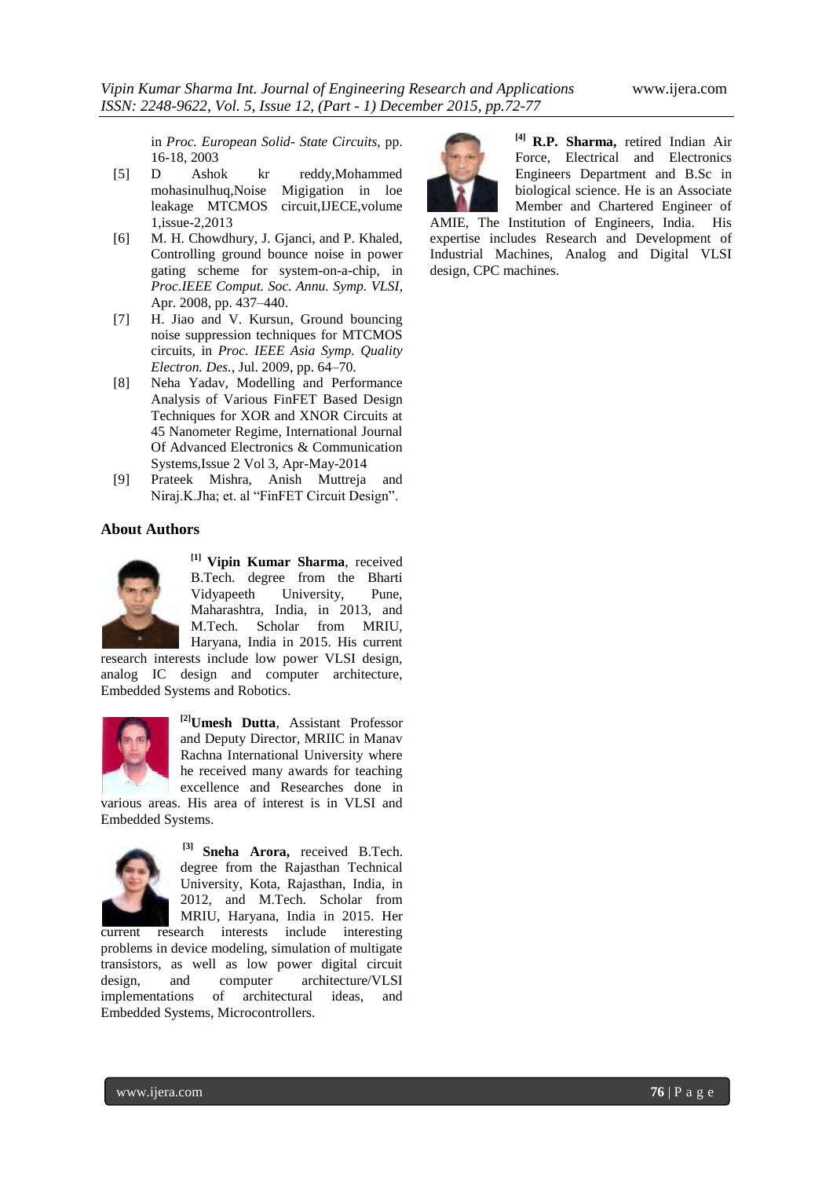in *Proc. European Solid- State Circuits*, pp. 16-18, 2003

[5] D Ashok kr reddy,Mohammed mohasinulhuq,Noise Migigation in loe leakage MTCMOS circuit,IJECE,volume 1,issue-2,2013

[6] M. H. Chowdhury, J. Gjanci, and P. Khaled, Controlling ground bounce noise in power gating scheme for system-on-a-chip, in *Proc.IEEE Comput. Soc. Annu. Symp. VLSI*, Apr. 2008, pp. 437–440.

[7] H. Jiao and V. Kursun, Ground bouncing noise suppression techniques for MTCMOS circuits, in *Proc. IEEE Asia Symp. Quality Electron. Des.*, Jul. 2009, pp. 64–70.

[8] Neha Yadav, Modelling and Performance Analysis of Various FinFET Based Design Techniques for XOR and XNOR Circuits at 45 Nanometer Regime, International Journal Of Advanced Electronics & Communication Systems,Issue 2 Vol 3, Apr-May-2014

[9] Prateek Mishra, Anish Muttreja and Niraj.K.Jha; et. al "FinFET Circuit Design".

## About Authors

[1] **Vipin Kumar Sharma**, received B.Tech. degree from the Bharti Vidyapeeth University, Pune, Maharashtra, India, in 2013, and M.Tech. Scholar from MRIU, Haryana, India in 2015. His current research interests include low power VLSI design, analog IC design and computer architecture, Embedded Systems and Robotics.

[2] **Umesh Dutta**, Assistant Professor and Deputy Director, MRIIC in Manav Rachna International University where he received many awards for teaching excellence and Researches done in various areas. His area of interest is in VLSI and Embedded Systems.

[3] **Sneha Arora,** received B.Tech. degree from the Rajasthan Technical University, Kota, Rajasthan, India, in 2012, and M.Tech. Scholar from MRIU, Haryana, India in 2015. Her current research interests include interesting problems in device modeling, simulation of multigate transistors, as well as low power digital circuit design, and computer architecture/VLSI implementations of architectural ideas, and Embedded Systems, Microcontrollers.

[4] **R.P. Sharma,** retired Indian Air Force, Electrical and Electronics Engineers Department and B.Sc in biological science. He is an Associate Member and Chartered Engineer of AMIE, The Institution of Engineers, India. His expertise includes Research and Development of Industrial Machines, Analog and Digital VLSI design, CPC machines.